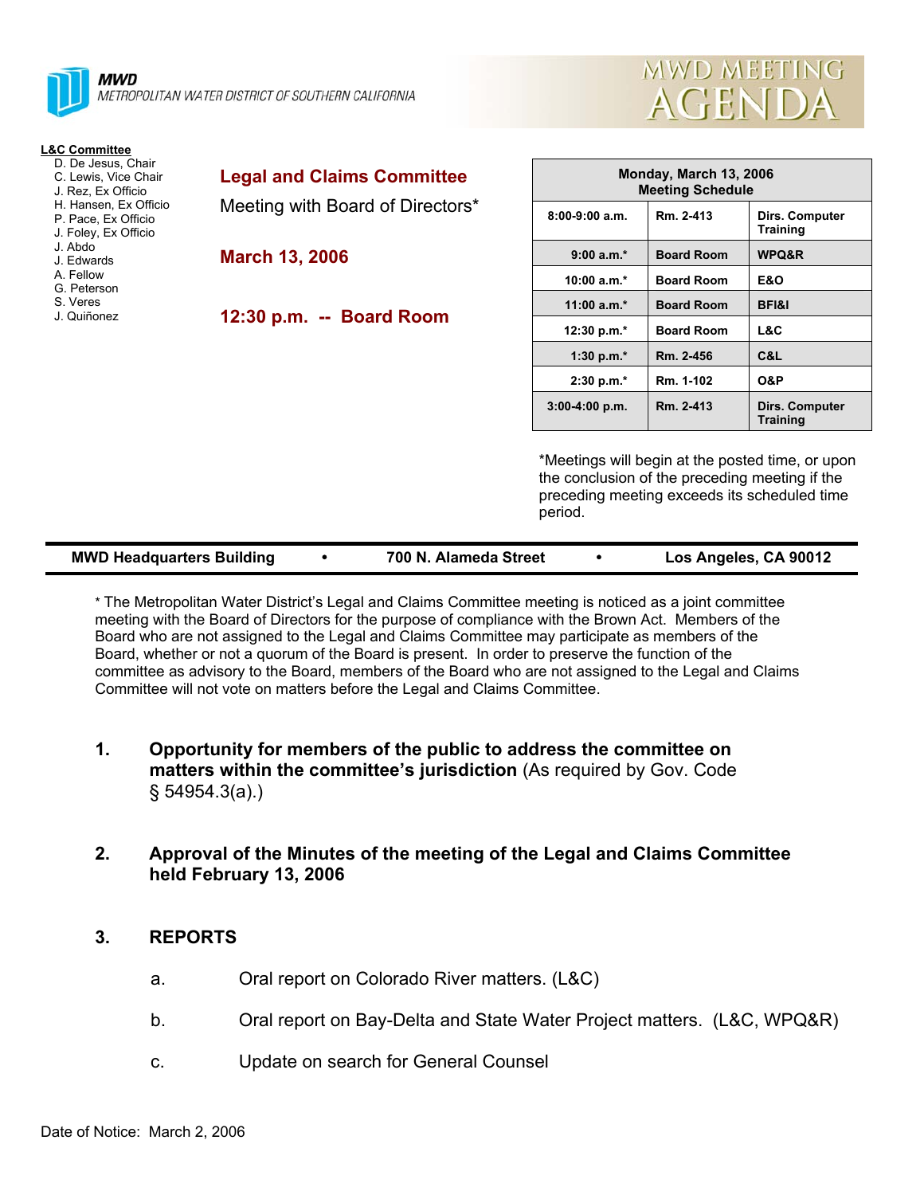**MWD**
METROPOLITAN WATER DISTRICT OF SOUTHERN CALIFORNIA

# MWD MEETING AGENDA

**L&C Committee**
- D. De Jesus, Chair
- C. Lewis, Vice Chair
- J. Rez, Ex Officio
- H. Hansen, Ex Officio
- P. Pace, Ex Officio
- J. Foley, Ex Officio
- J. Abdo
- J. Edwards
- A. Fellow
- G. Peterson
- S. Veres
- J. Quiñonez

## Legal and Claims Committee

Meeting with Board of Directors*

**March 13, 2006**

**12:30 p.m. -- Board Room**

| Monday, March 13, 2006 Meeting Schedule | | |
|---|---|---|
| 8:00-9:00 a.m. | Rm. 2-413 | Dirs. Computer Training |
| 9:00 a.m.* | Board Room | WPQ&R |
| 10:00 a.m.* | Board Room | E&O |
| 11:00 a.m.* | Board Room | BFI&I |
| 12:30 p.m.* | Board Room | L&C |
| 1:30 p.m.* | Rm. 2-456 | C&L |
| 2:30 p.m.* | Rm. 1-102 | O&P |
| 3:00-4:00 p.m. | Rm. 2-413 | Dirs. Computer Training |

*Meetings will begin at the posted time, or upon the conclusion of the preceding meeting if the preceding meeting exceeds its scheduled time period.

**MWD Headquarters Building • 700 N. Alameda Street • Los Angeles, CA 90012**

* The Metropolitan Water District's Legal and Claims Committee meeting is noticed as a joint committee meeting with the Board of Directors for the purpose of compliance with the Brown Act. Members of the Board who are not assigned to the Legal and Claims Committee may participate as members of the Board, whether or not a quorum of the Board is present. In order to preserve the function of the committee as advisory to the Board, members of the Board who are not assigned to the Legal and Claims Committee will not vote on matters before the Legal and Claims Committee.

1. **Opportunity for members of the public to address the committee on matters within the committee's jurisdiction** (As required by Gov. Code § 54954.3(a).)

2. **Approval of the Minutes of the meeting of the Legal and Claims Committee held February 13, 2006**

3. **REPORTS**

   a. Oral report on Colorado River matters. (L&C)

   b. Oral report on Bay-Delta and State Water Project matters. (L&C, WPQ&R)

   c. Update on search for General Counsel

Date of Notice: March 2, 2006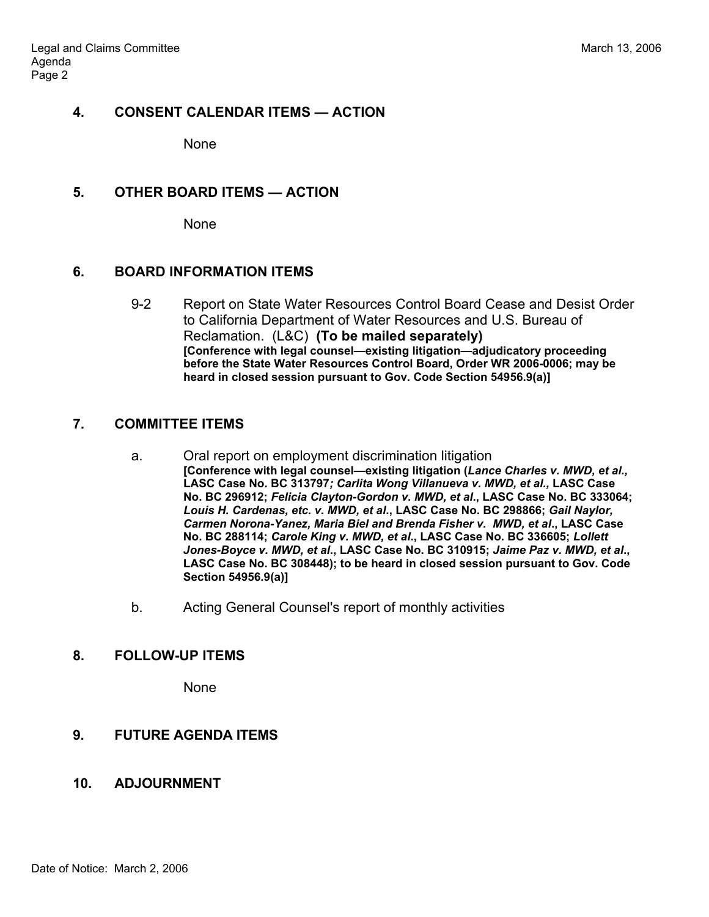## 4. CONSENT CALENDAR ITEMS — ACTION

None

## 5. OTHER BOARD ITEMS — ACTION

None

## 6. BOARD INFORMATION ITEMS

9-2 Report on State Water Resources Control Board Cease and Desist Order to California Department of Water Resources and U.S. Bureau of Reclamation. (L&C) **(To be mailed separately)**
**[Conference with legal counsel—existing litigation—adjudicatory proceeding before the State Water Resources Control Board, Order WR 2006-0006; may be heard in closed session pursuant to Gov. Code Section 54956.9(a)]**

## 7. COMMITTEE ITEMS

a. Oral report on employment discrimination litigation
**[Conference with legal counsel—existing litigation (*Lance Charles v. MWD, et al.,* LASC Case No. BC 313797*; Carlita Wong Villanueva v. MWD, et al.,* LASC Case No. BC 296912; *Felicia Clayton-Gordon v. MWD, et al*., LASC Case No. BC 333064; *Louis H. Cardenas, etc. v. MWD, et al*., LASC Case No. BC 298866; *Gail Naylor, Carmen Norona-Yanez, Maria Biel and Brenda Fisher v. MWD, et al*., LASC Case No. BC 288114; *Carole King v. MWD, et al*., LASC Case No. BC 336605; *Lollett Jones-Boyce v. MWD, et al*., LASC Case No. BC 310915; *Jaime Paz v. MWD, et al*., LASC Case No. BC 308448); to be heard in closed session pursuant to Gov. Code Section 54956.9(a)]**

b. Acting General Counsel's report of monthly activities

## 8. FOLLOW-UP ITEMS

None

## 9. FUTURE AGENDA ITEMS

## 10. ADJOURNMENT

Date of Notice: March 2, 2006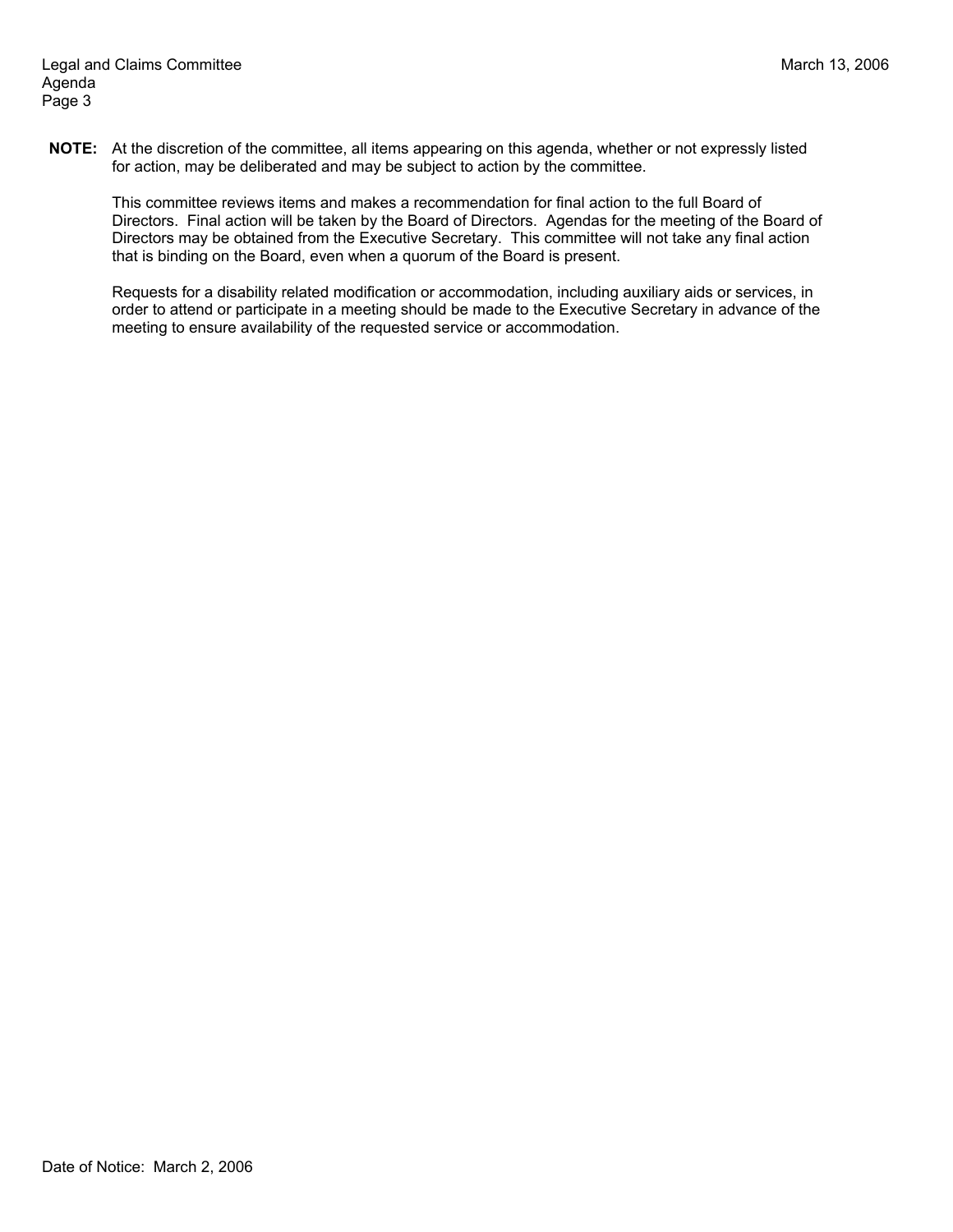**NOTE:** At the discretion of the committee, all items appearing on this agenda, whether or not expressly listed for action, may be deliberated and may be subject to action by the committee.

This committee reviews items and makes a recommendation for final action to the full Board of Directors. Final action will be taken by the Board of Directors. Agendas for the meeting of the Board of Directors may be obtained from the Executive Secretary. This committee will not take any final action that is binding on the Board, even when a quorum of the Board is present.

Requests for a disability related modification or accommodation, including auxiliary aids or services, in order to attend or participate in a meeting should be made to the Executive Secretary in advance of the meeting to ensure availability of the requested service or accommodation.

Date of Notice: March 2, 2006